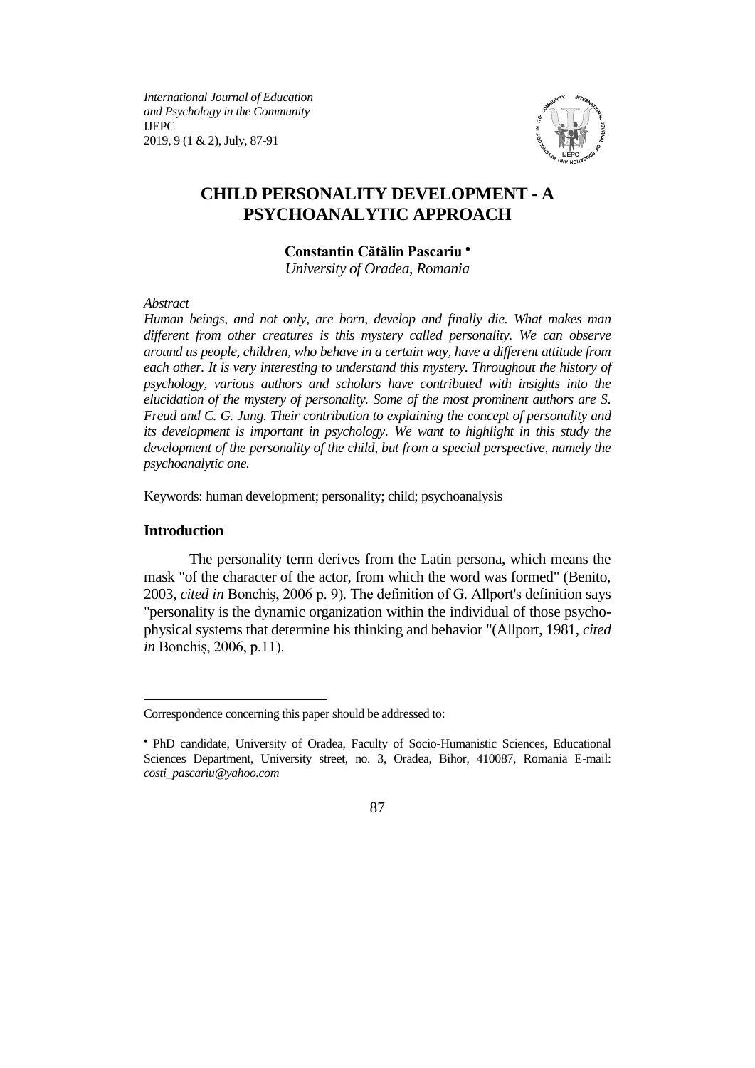# CHILD PERSONALITY DEVELOPMENT - A PSYCHOANALYTIC APPROACH

**Constantin Cătălin Pascariu** •

*University of Oradea, Romania*

*Abstract*

*Human beings, and not only, are born, develop and finally die. What makes man different from other creatures is this mystery called personality. We can observe around us people, children, who behave in a certain way, have a different attitude from each other. It is very interesting to understand this mystery. Throughout the history of psychology, various authors and scholars have contributed with insights into the elucidation of the mystery of personality. Some of the most prominent authors are S. Freud and C. G. Jung. Their contribution to explaining the concept of personality and its development is important in psychology. We want to highlight in this study the development of the personality of the child, but from a special perspective, namely the psychoanalytic one.*

Keywords: human development; personality; child; psychoanalysis

## Introduction

The personality term derives from the Latin persona, which means the mask "of the character of the actor, from which the word was formed" (Benito, 2003, *cited in* Bonchiş, 2006 p. 9). The definition of G. Allport's definition says "personality is the dynamic organization within the individual of those psycho-physical systems that determine his thinking and behavior "(Allport, 1981, *cited in* Bonchiş, 2006, p.11).

---

Correspondence concerning this paper should be addressed to:

• PhD candidate, University of Oradea, Faculty of Socio-Humanistic Sciences, Educational Sciences Department, University street, no. 3, Oradea, Bihor, 410087, Romania E-mail: *costi_pascariu@yahoo.com*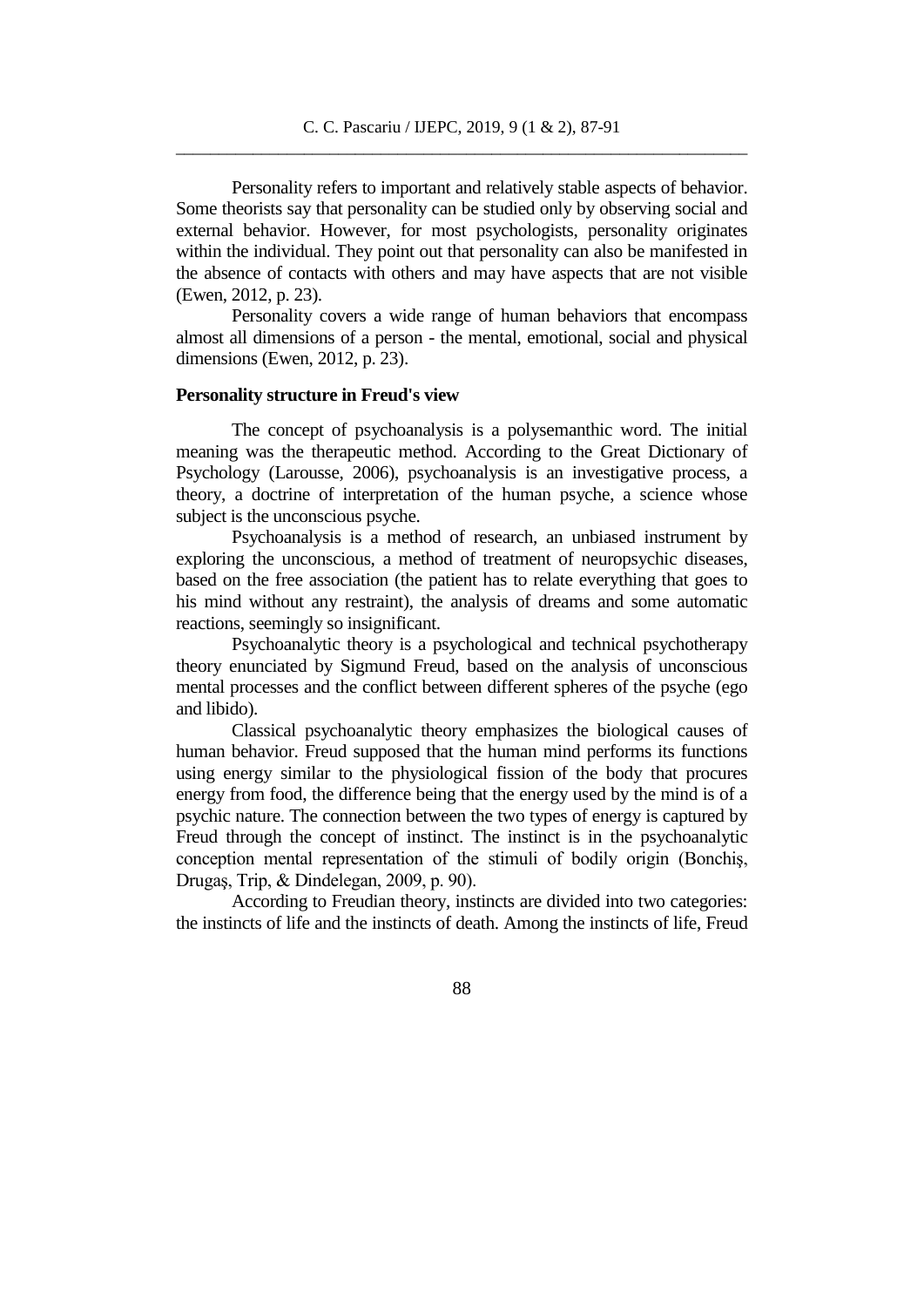Personality refers to important and relatively stable aspects of behavior. Some theorists say that personality can be studied only by observing social and external behavior. However, for most psychologists, personality originates within the individual. They point out that personality can also be manifested in the absence of contacts with others and may have aspects that are not visible (Ewen, 2012, p. 23).

Personality covers a wide range of human behaviors that encompass almost all dimensions of a person - the mental, emotional, social and physical dimensions (Ewen, 2012, p. 23).

**Personality structure in Freud's view**

The concept of psychoanalysis is a polysemanthic word. The initial meaning was the therapeutic method. According to the Great Dictionary of Psychology (Larousse, 2006), psychoanalysis is an investigative process, a theory, a doctrine of interpretation of the human psyche, a science whose subject is the unconscious psyche.

Psychoanalysis is a method of research, an unbiased instrument by exploring the unconscious, a method of treatment of neuropsychic diseases, based on the free association (the patient has to relate everything that goes to his mind without any restraint), the analysis of dreams and some automatic reactions, seemingly so insignificant.

Psychoanalytic theory is a psychological and technical psychotherapy theory enunciated by Sigmund Freud, based on the analysis of unconscious mental processes and the conflict between different spheres of the psyche (ego and libido).

Classical psychoanalytic theory emphasizes the biological causes of human behavior. Freud supposed that the human mind performs its functions using energy similar to the physiological fission of the body that procures energy from food, the difference being that the energy used by the mind is of a psychic nature. The connection between the two types of energy is captured by Freud through the concept of instinct. The instinct is in the psychoanalytic conception mental representation of the stimuli of bodily origin (Bonchiş, Drugaş, Trip, & Dindelegan, 2009, p. 90).

According to Freudian theory, instincts are divided into two categories: the instincts of life and the instincts of death. Among the instincts of life, Freud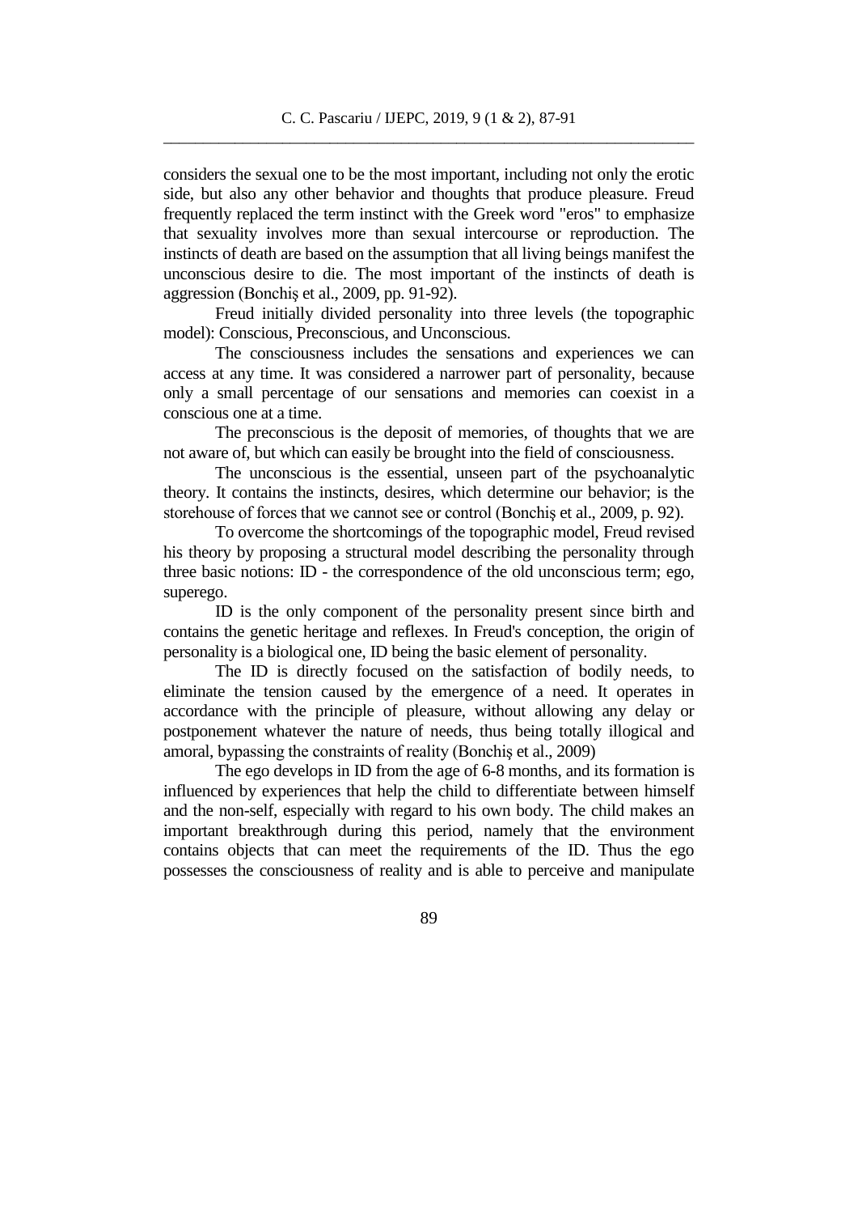considers the sexual one to be the most important, including not only the erotic side, but also any other behavior and thoughts that produce pleasure. Freud frequently replaced the term instinct with the Greek word "eros" to emphasize that sexuality involves more than sexual intercourse or reproduction. The instincts of death are based on the assumption that all living beings manifest the unconscious desire to die. The most important of the instincts of death is aggression (Bonchiş et al., 2009, pp. 91-92).

Freud initially divided personality into three levels (the topographic model): Conscious, Preconscious, and Unconscious.

The consciousness includes the sensations and experiences we can access at any time. It was considered a narrower part of personality, because only a small percentage of our sensations and memories can coexist in a conscious one at a time.

The preconscious is the deposit of memories, of thoughts that we are not aware of, but which can easily be brought into the field of consciousness.

The unconscious is the essential, unseen part of the psychoanalytic theory. It contains the instincts, desires, which determine our behavior; is the storehouse of forces that we cannot see or control (Bonchiş et al., 2009, p. 92).

To overcome the shortcomings of the topographic model, Freud revised his theory by proposing a structural model describing the personality through three basic notions: ID - the correspondence of the old unconscious term; ego, superego.

ID is the only component of the personality present since birth and contains the genetic heritage and reflexes. In Freud's conception, the origin of personality is a biological one, ID being the basic element of personality.

The ID is directly focused on the satisfaction of bodily needs, to eliminate the tension caused by the emergence of a need. It operates in accordance with the principle of pleasure, without allowing any delay or postponement whatever the nature of needs, thus being totally illogical and amoral, bypassing the constraints of reality (Bonchiş et al., 2009)

The ego develops in ID from the age of 6-8 months, and its formation is influenced by experiences that help the child to differentiate between himself and the non-self, especially with regard to his own body. The child makes an important breakthrough during this period, namely that the environment contains objects that can meet the requirements of the ID. Thus the ego possesses the consciousness of reality and is able to perceive and manipulate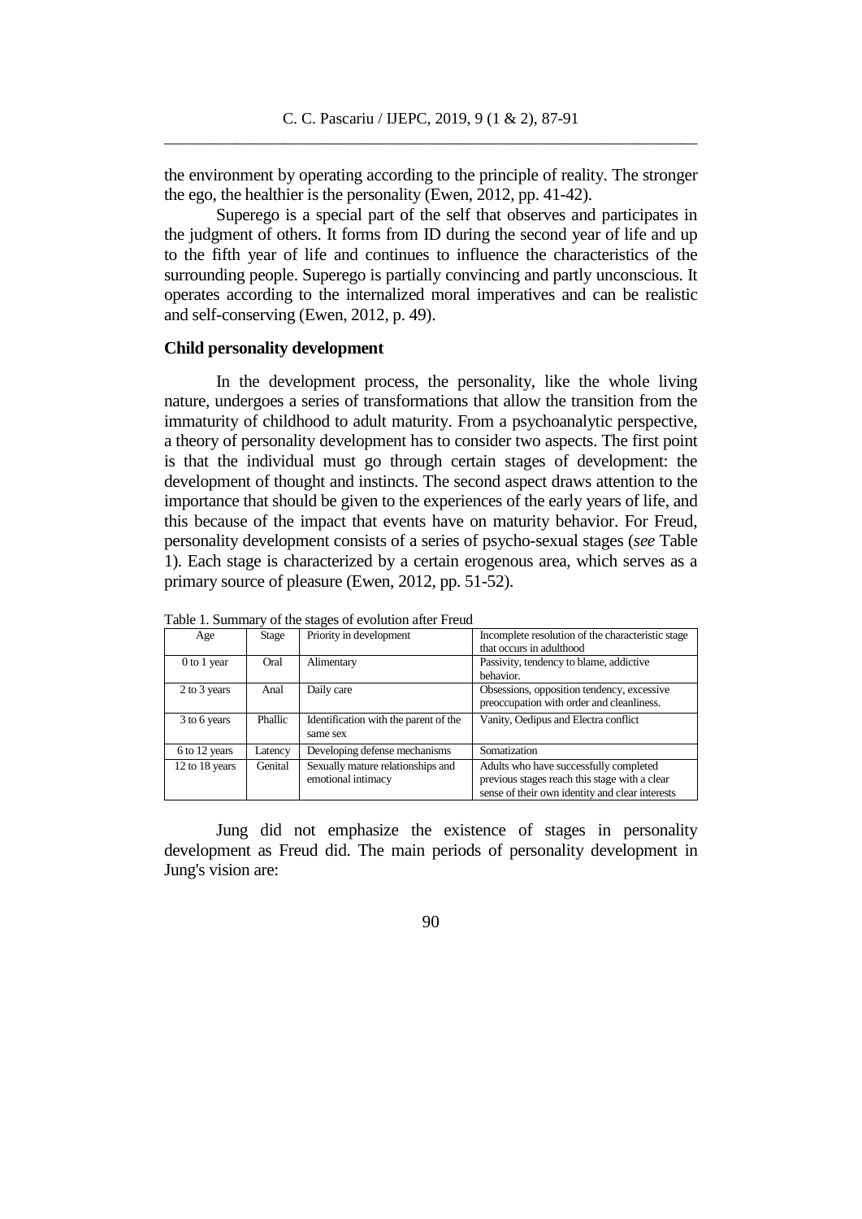the environment by operating according to the principle of reality. The stronger the ego, the healthier is the personality (Ewen, 2012, pp. 41-42).

Superego is a special part of the self that observes and participates in the judgment of others. It forms from ID during the second year of life and up to the fifth year of life and continues to influence the characteristics of the surrounding people. Superego is partially convincing and partly unconscious. It operates according to the internalized moral imperatives and can be realistic and self-conserving (Ewen, 2012, p. 49).

## Child personality development

In the development process, the personality, like the whole living nature, undergoes a series of transformations that allow the transition from the immaturity of childhood to adult maturity. From a psychoanalytic perspective, a theory of personality development has to consider two aspects. The first point is that the individual must go through certain stages of development: the development of thought and instincts. The second aspect draws attention to the importance that should be given to the experiences of the early years of life, and this because of the impact that events have on maturity behavior. For Freud, personality development consists of a series of psycho-sexual stages (*see* Table 1). Each stage is characterized by a certain erogenous area, which serves as a primary source of pleasure (Ewen, 2012, pp. 51-52).

Table 1. Summary of the stages of evolution after Freud

| Age | Stage | Priority in development | Incomplete resolution of the characteristic stage that occurs in adulthood |
|---|---|---|---|
| 0 to 1 year | Oral | Alimentary | Passivity, tendency to blame, addictive behavior. |
| 2 to 3 years | Anal | Daily care | Obsessions, opposition tendency, excessive preoccupation with order and cleanliness. |
| 3 to 6 years | Phallic | Identification with the parent of the same sex | Vanity, Oedipus and Electra conflict |
| 6 to 12 years | Latency | Developing defense mechanisms | Somatization |
| 12 to 18 years | Genital | Sexually mature relationships and emotional intimacy | Adults who have successfully completed previous stages reach this stage with a clear sense of their own identity and clear interests |

Jung did not emphasize the existence of stages in personality development as Freud did. The main periods of personality development in Jung's vision are: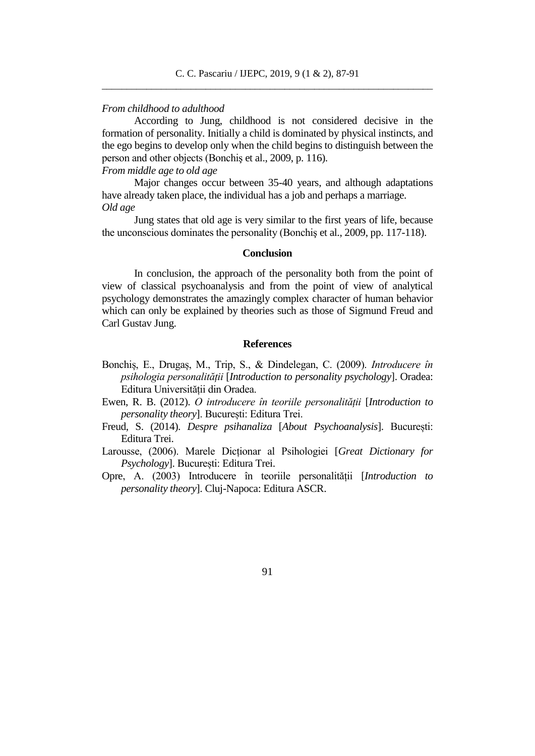*From childhood to adulthood*

According to Jung, childhood is not considered decisive in the formation of personality. Initially a child is dominated by physical instincts, and the ego begins to develop only when the child begins to distinguish between the person and other objects (Bonchiş et al., 2009, p. 116).

*From middle age to old age*

Major changes occur between 35-40 years, and although adaptations have already taken place, the individual has a job and perhaps a marriage.

*Old age*

Jung states that old age is very similar to the first years of life, because the unconscious dominates the personality (Bonchiş et al., 2009, pp. 117-118).

## Conclusion

In conclusion, the approach of the personality both from the point of view of classical psychoanalysis and from the point of view of analytical psychology demonstrates the amazingly complex character of human behavior which can only be explained by theories such as those of Sigmund Freud and Carl Gustav Jung.

## References

Bonchiș, E., Drugaș, M., Trip, S., & Dindelegan, C. (2009). *Introducere în psihologia personalității* [*Introduction to personality psychology*]. Oradea: Editura Universității din Oradea.

Ewen, R. B. (2012). *O introducere în teoriile personalității* [*Introduction to personality theory*]. București: Editura Trei.

Freud, S. (2014). *Despre psihanaliza* [*About Psychoanalysis*]. București: Editura Trei.

Larousse, (2006). Marele Dicționar al Psihologiei [*Great Dictionary for Psychology*]. București: Editura Trei.

Opre, A. (2003) Introducere în teoriile personalității [*Introduction to personality theory*]. Cluj-Napoca: Editura ASCR.